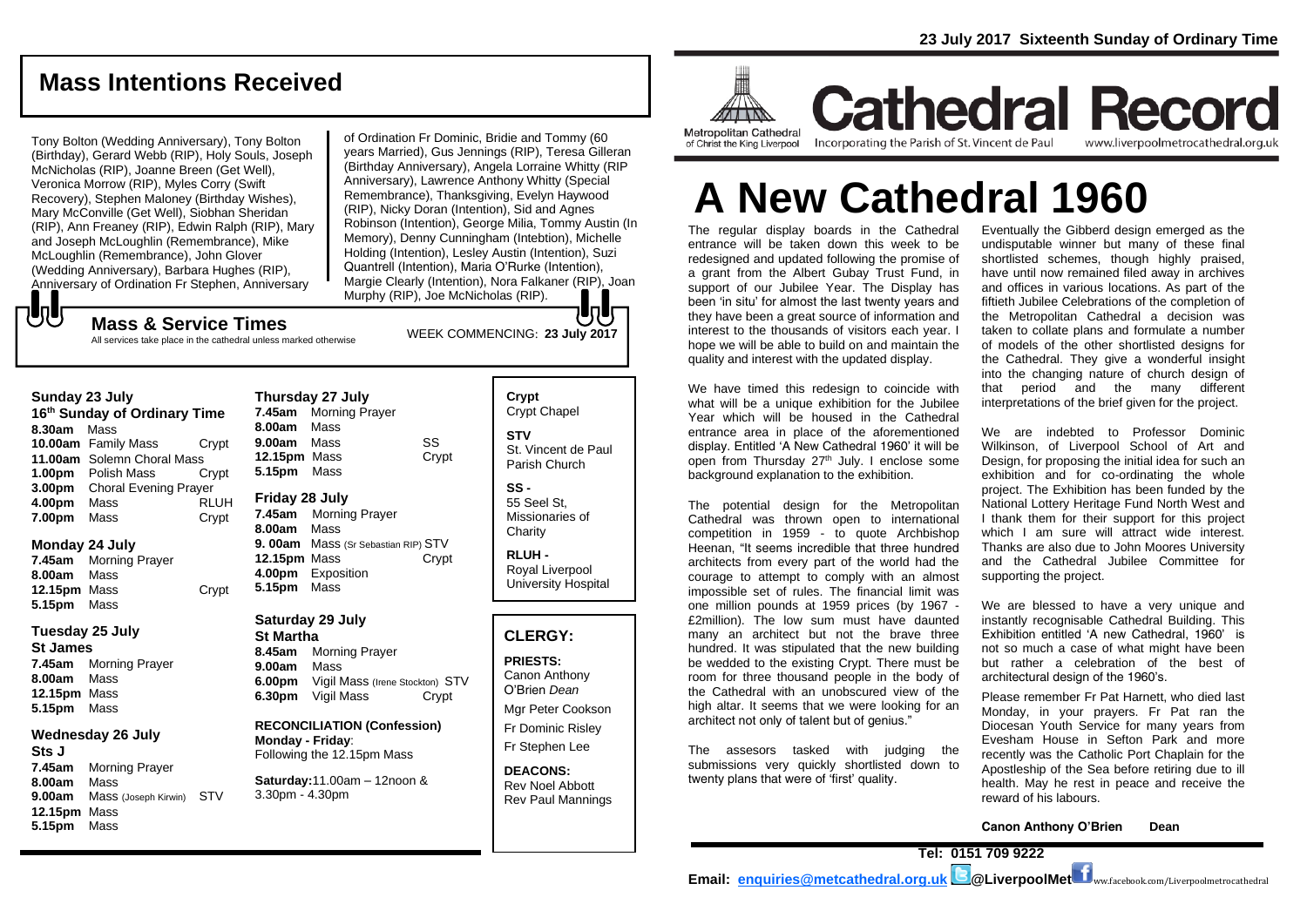23 July 2017 Sixteenth Sunday of Ordinary Time

# Cathedral Record

Metropolitan Cathedral of Christ the King Liverpool — Incorporating the Parish of St. Vincent de Paul — www.liverpoolmetrocathedral.org.uk

## Mass Intentions Received

Tony Bolton (Wedding Anniversary), Tony Bolton (Birthday), Gerard Webb (RIP), Holy Souls, Joseph McNicholas (RIP), Joanne Breen (Get Well), Veronica Morrow (RIP), Myles Corry (Swift Recovery), Stephen Maloney (Birthday Wishes), Mary McConville (Get Well), Siobhan Sheridan (RIP), Ann Freaney (RIP), Edwin Ralph (RIP), Mary and Joseph McLoughlin (Remembrance), Mike McLoughlin (Remembrance), John Glover (Wedding Anniversary), Barbara Hughes (RIP), Anniversary of Ordination Fr Stephen, Anniversary of Ordination Fr Dominic, Bridie and Tommy (60 years Married), Gus Jennings (RIP), Teresa Gilleran (Birthday Anniversary), Angela Lorraine Whitty (RIP Anniversary), Lawrence Anthony Whitty (Special Remembrance), Thanksgiving, Evelyn Haywood (RIP), Nicky Doran (Intention), Sid and Agnes Robinson (Intention), George Milia, Tommy Austin (In Memory), Denny Cunningham (Intebtion), Michelle Holding (Intention), Lesley Austin (Intention), Suzi Quantrell (Intention), Maria O'Rurke (Intention), Margie Clearly (Intention), Nora Falkaner (RIP), Joan Murphy (RIP), Joe McNicholas (RIP).

## Mass & Service Times

All services take place in the cathedral unless marked otherwise

WEEK COMMENCING: **23 July 2017**

### Sunday 23 July
**16th Sunday of Ordinary Time**

**8.30am** Mass
**10.00am** Family Mass — Crypt
**11.00am** Solemn Choral Mass
**1.00pm** Polish Mass — Crypt
**3.00pm** Choral Evening Prayer
**4.00pm** Mass — RLUH
**7.00pm** Mass — Crypt

### Monday 24 July

**7.45am** Morning Prayer
**8.00am** Mass
**12.15pm** Mass — Crypt
**5.15pm** Mass

### Tuesday 25 July
**St James**

**7.45am** Morning Prayer
**8.00am** Mass
**12.15pm** Mass
**5.15pm** Mass

### Wednesday 26 July
**Sts J**

**7.45am** Morning Prayer
**8.00am** Mass
**9.00am** Mass (Joseph Kirwin) — STV
**12.15pm** Mass
**5.15pm** Mass

### Thursday 27 July

**7.45am** Morning Prayer
**8.00am** Mass
**9.00am** Mass — SS
**12.15pm** Mass — Crypt
**5.15pm** Mass

### Friday 28 July

**7.45am** Morning Prayer
**8.00am** Mass
**9. 00am** Mass (Sr Sebastian RIP) — STV
**12.15pm** Mass — Crypt
**4.00pm** Exposition
**5.15pm** Mass

### Saturday 29 July
**St Martha**

**8.45am** Morning Prayer
**9.00am** Mass
**6.00pm** Vigil Mass (Irene Stockton) — STV
**6.30pm** Vigil Mass — Crypt

**RECONCILIATION (Confession)**
**Monday - Friday**:
Following the 12.15pm Mass

**Saturday:**11.00am – 12noon & 3.30pm - 4.30pm

**Crypt**
Crypt Chapel

**STV**
St. Vincent de Paul Parish Church

**SS -**
55 Seel St, Missionaries of Charity

**RLUH -**
Royal Liverpool University Hospital

## CLERGY:

**PRIESTS:**
Canon Anthony O'Brien *Dean*
Mgr Peter Cookson
Fr Dominic Risley
Fr Stephen Lee

**DEACONS:**
Rev Noel Abbott
Rev Paul Mannings

# A New Cathedral 1960

The regular display boards in the Cathedral entrance will be taken down this week to be redesigned and updated following the promise of a grant from the Albert Gubay Trust Fund, in support of our Jubilee Year. The Display has been 'in situ' for almost the last twenty years and they have been a great source of information and interest to the thousands of visitors each year. I hope we will be able to build on and maintain the quality and interest with the updated display.

We have timed this redesign to coincide with what will be a unique exhibition for the Jubilee Year which will be housed in the Cathedral entrance area in place of the aforementioned display. Entitled 'A New Cathedral 1960' it will be open from Thursday 27th July. I enclose some background explanation to the exhibition.

The potential design for the Metropolitan Cathedral was thrown open to international competition in 1959 - to quote Archbishop Heenan, "It seems incredible that three hundred architects from every part of the world had the courage to attempt to comply with an almost impossible set of rules. The financial limit was one million pounds at 1959 prices (by 1967 - £2million). The low sum must have daunted many an architect but not the brave three hundred. It was stipulated that the new building be wedded to the existing Crypt. There must be room for three thousand people in the body of the Cathedral with an unobscured view of the high altar. It seems that we were looking for an architect not only of talent but of genius."

The assesors tasked with judging the submissions very quickly shortlisted down to twenty plans that were of 'first' quality.

Eventually the Gibberd design emerged as the undisputable winner but many of these final shortlisted schemes, though highly praised, have until now remained filed away in archives and offices in various locations. As part of the fiftieth Jubilee Celebrations of the completion of the Metropolitan Cathedral a decision was taken to collate plans and formulate a number of models of the other shortlisted designs for the Cathedral. They give a wonderful insight into the changing nature of church design of that period and the many different interpretations of the brief given for the project.

We are indebted to Professor Dominic Wilkinson, of Liverpool School of Art and Design, for proposing the initial idea for such an exhibition and for co-ordinating the whole project. The Exhibition has been funded by the National Lottery Heritage Fund North West and I thank them for their support for this project which I am sure will attract wide interest. Thanks are also due to John Moores University and the Cathedral Jubilee Committee for supporting the project.

We are blessed to have a very unique and instantly recognisable Cathedral Building. This Exhibition entitled 'A new Cathedral, 1960' is not so much a case of what might have been but rather a celebration of the best of architectural design of the 1960's.

Please remember Fr Pat Harnett, who died last Monday, in your prayers. Fr Pat ran the Diocesan Youth Service for many years from Evesham House in Sefton Park and more recently was the Catholic Port Chaplain for the Apostleship of the Sea before retiring due to ill health. May he rest in peace and receive the reward of his labours.

**Canon Anthony O'Brien Dean**

**Tel: 0151 709 9222**

**Email: enquiries@metcathedral.org.uk @LiverpoolMet** www.facebook.com/Liverpoolmetrocathedral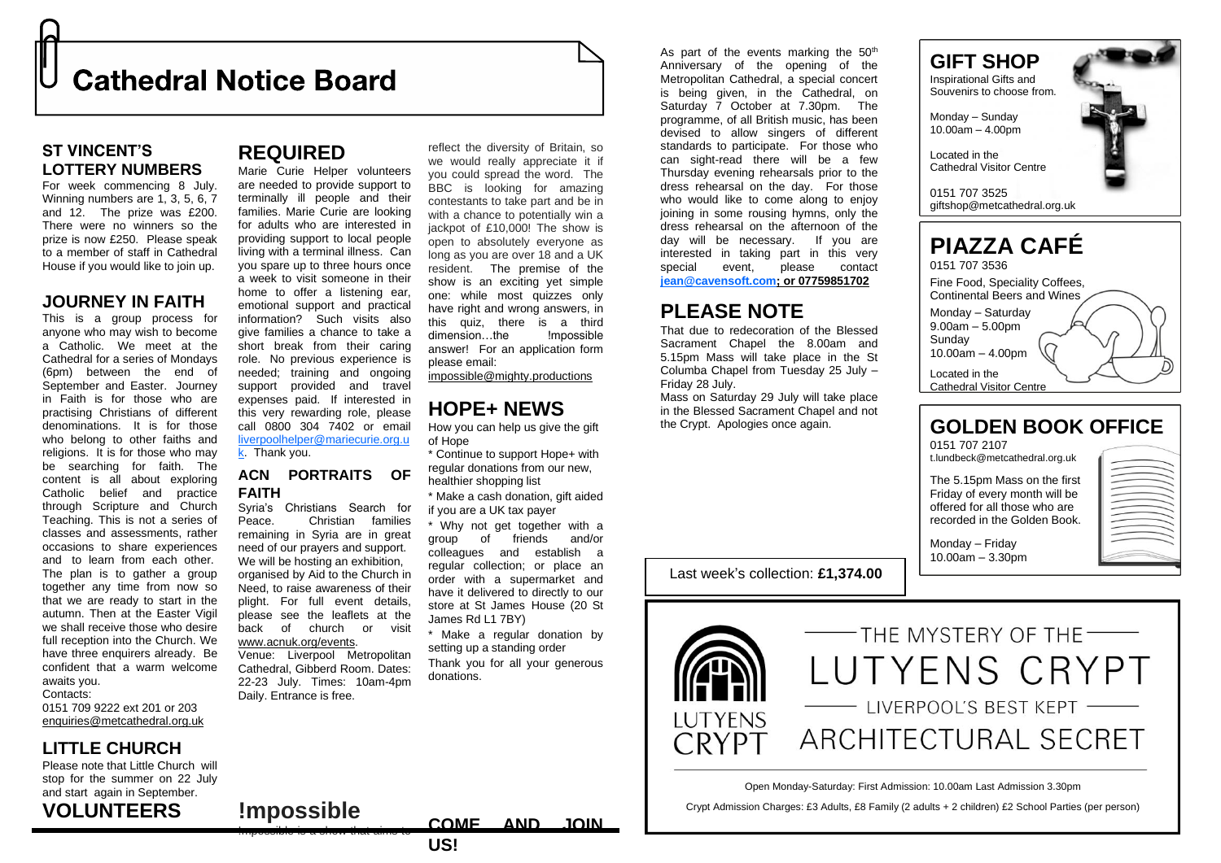# Cathedral Notice Board

## ST VINCENT'S LOTTERY NUMBERS

For week commencing 8 July. Winning numbers are 1, 3, 5, 6, 7 and 12. The prize was £200. There were no winners so the prize is now £250. Please speak to a member of staff in Cathedral House if you would like to join up.

## JOURNEY IN FAITH

This is a group process for anyone who may wish to become a Catholic. We meet at the Cathedral for a series of Mondays (6pm) between the end of September and Easter. Journey in Faith is for those who are practising Christians of different denominations. It is for those who belong to other faiths and religions. It is for those who may be searching for faith. The content is all about exploring Catholic belief and practice through Scripture and Church Teaching. This is not a series of classes and assessments, rather occasions to share experiences and to learn from each other. The plan is to gather a group together any time from now so that we are ready to start in the autumn. Then at the Easter Vigil we shall receive those who desire full reception into the Church. We have three enquirers already. Be confident that a warm welcome awaits you.

Contacts:
0151 709 9222 ext 201 or 203
enquiries@metcathedral.org.uk

## LITTLE CHURCH

Please note that Little Church will stop for the summer on 22 July and start again in September.

## VOLUNTEERS

## REQUIRED

Marie Curie Helper volunteers are needed to provide support to terminally ill people and their families. Marie Curie are looking for adults who are interested in providing support to local people living with a terminal illness. Can you spare up to three hours once a week to visit someone in their home to offer a listening ear, emotional support and practical information? Such visits also give families a chance to take a short break from their caring role. No previous experience is needed; training and ongoing support provided and travel expenses paid. If interested in this very rewarding role, please call 0800 304 7402 or email liverpoolhelper@mariecurie.org.uk. Thank you.

### ACN PORTRAITS OF FAITH

Syria's Christians Search for Peace. Christian families remaining in Syria are in great need of our prayers and support. We will be hosting an exhibition, organised by Aid to the Church in Need, to raise awareness of their plight. For full event details, please see the leaflets at the back of church or visit www.acnuk.org/events.
Venue: Liverpool Metropolitan Cathedral, Gibberd Room. Dates: 22-23 July. Times: 10am-4pm Daily. Entrance is free.

## !mpossible

!mpossible is a show that aims to reflect the diversity of Britain, so we would really appreciate it if you could spread the word. The BBC is looking for amazing contestants to take part and be in with a chance to potentially win a jackpot of £10,000! The show is open to absolutely everyone as long as you are over 18 and a UK resident. The premise of the show is an exciting yet simple one: while most quizzes only have right and wrong answers, in this quiz, there is a third dimension…the !mpossible answer! For an application form please email:
impossible@mighty.productions

## HOPE+ NEWS

How you can help us give the gift of Hope

* Continue to support Hope+ with regular donations from our new, healthier shopping list
* Make a cash donation, gift aided if you are a UK tax payer
* Why not get together with a group of friends and/or colleagues and establish a regular collection; or place an order with a supermarket and have it delivered to directly to our store at St James House (20 St James Rd L1 7BY)
* Make a regular donation by setting up a standing order

Thank you for all your generous donations.

## COME AND JOIN US!

As part of the events marking the 50th Anniversary of the opening of the Metropolitan Cathedral, a special concert is being given, in the Cathedral, on Saturday 7 October at 7.30pm. The programme, of all British music, has been devised to allow singers of different standards to participate. For those who can sight-read there will be a few Thursday evening rehearsals prior to the dress rehearsal on the day. For those who would like to come along to enjoy joining in some rousing hymns, only the dress rehearsal on the afternoon of the day will be necessary. If you are interested in taking part in this very special event, please contact **jean@cavensoft.com; or 07759851702**

## PLEASE NOTE

That due to redecoration of the Blessed Sacrament Chapel the 8.00am and 5.15pm Mass will take place in the St Columba Chapel from Tuesday 25 July – Friday 28 July.
Mass on Saturday 29 July will take place in the Blessed Sacrament Chapel and not the Crypt. Apologies once again.

Last week's collection: **£1,374.00**

## GIFT SHOP

Inspirational Gifts and Souvenirs to choose from.

Monday – Sunday
10.00am – 4.00pm

Located in the Cathedral Visitor Centre

0151 707 3525
giftshop@metcathedral.org.uk

## PIAZZA CAFÉ

0151 707 3536

Fine Food, Speciality Coffees, Continental Beers and Wines

Monday – Saturday
9.00am – 5.00pm
Sunday
10.00am – 4.00pm

Located in the Cathedral Visitor Centre

## GOLDEN BOOK OFFICE

0151 707 2107
t.lundbeck@metcathedral.org.uk

The 5.15pm Mass on the first Friday of every month will be offered for all those who are recorded in the Golden Book.

Monday – Friday
10.00am – 3.30pm

LUTYENS CRYPT

THE MYSTERY OF THE LUTYENS CRYPT
LIVERPOOL'S BEST KEPT ARCHITECTURAL SECRET

Open Monday-Saturday: First Admission: 10.00am Last Admission 3.30pm

Crypt Admission Charges: £3 Adults, £8 Family (2 adults + 2 children) £2 School Parties (per person)